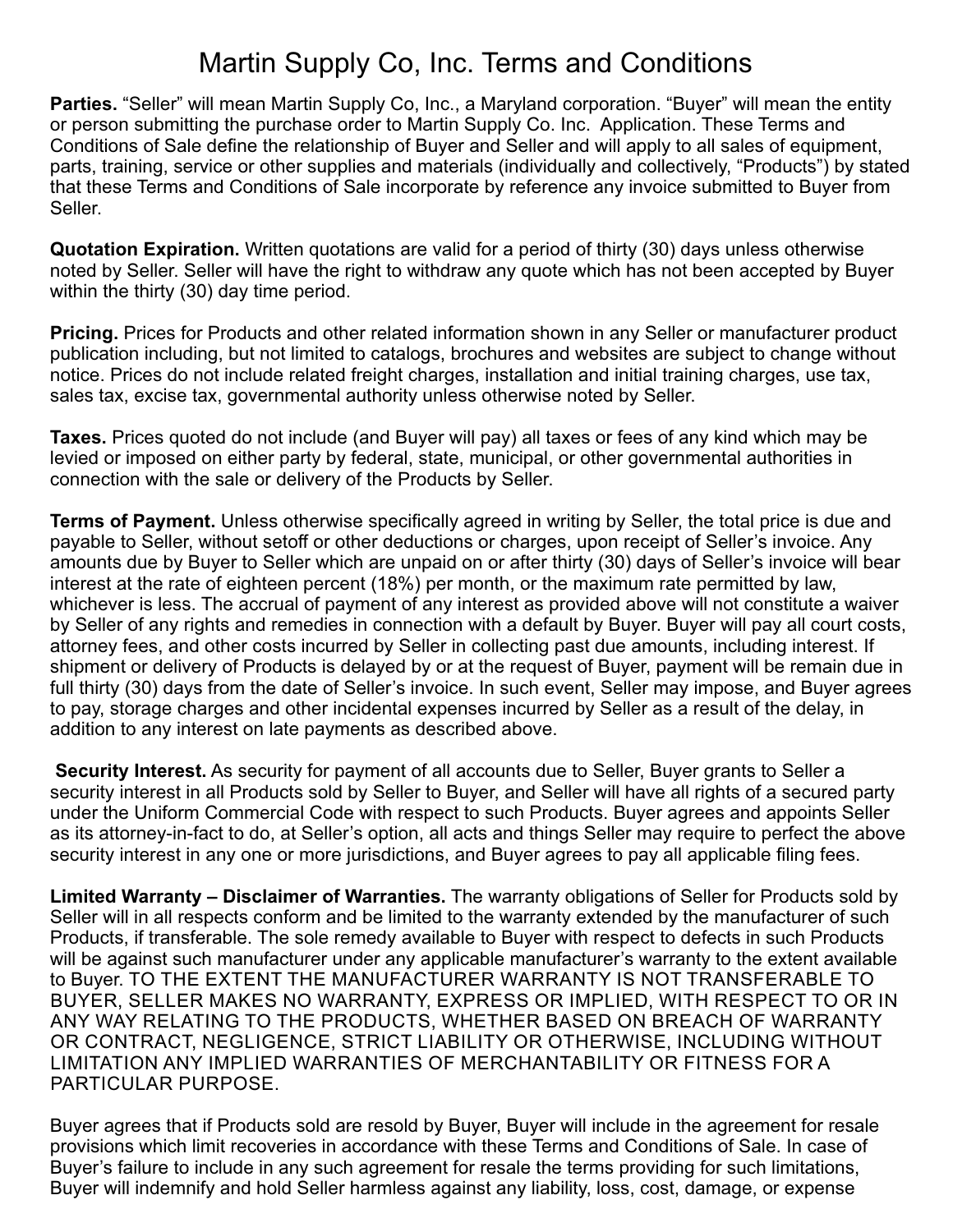# Martin Supply Co, Inc. Terms and Conditions

**Parties.** "Seller" will mean Martin Supply Co, Inc., a Maryland corporation. "Buyer" will mean the entity or person submitting the purchase order to Martin Supply Co. Inc. Application. These Terms and Conditions of Sale define the relationship of Buyer and Seller and will apply to all sales of equipment, parts, training, service or other supplies and materials (individually and collectively, "Products") by stated that these Terms and Conditions of Sale incorporate by reference any invoice submitted to Buyer from Seller.

**Quotation Expiration.** Written quotations are valid for a period of thirty (30) days unless otherwise noted by Seller. Seller will have the right to withdraw any quote which has not been accepted by Buyer within the thirty (30) day time period.

**Pricing.** Prices for Products and other related information shown in any Seller or manufacturer product publication including, but not limited to catalogs, brochures and websites are subject to change without notice. Prices do not include related freight charges, installation and initial training charges, use tax, sales tax, excise tax, governmental authority unless otherwise noted by Seller.

**Taxes.** Prices quoted do not include (and Buyer will pay) all taxes or fees of any kind which may be levied or imposed on either party by federal, state, municipal, or other governmental authorities in connection with the sale or delivery of the Products by Seller.

**Terms of Payment.** Unless otherwise specifically agreed in writing by Seller, the total price is due and payable to Seller, without setoff or other deductions or charges, upon receipt of Seller's invoice. Any amounts due by Buyer to Seller which are unpaid on or after thirty (30) days of Seller's invoice will bear interest at the rate of eighteen percent (18%) per month, or the maximum rate permitted by law, whichever is less. The accrual of payment of any interest as provided above will not constitute a waiver by Seller of any rights and remedies in connection with a default by Buyer. Buyer will pay all court costs, attorney fees, and other costs incurred by Seller in collecting past due amounts, including interest. If shipment or delivery of Products is delayed by or at the request of Buyer, payment will be remain due in full thirty (30) days from the date of Seller's invoice. In such event, Seller may impose, and Buyer agrees to pay, storage charges and other incidental expenses incurred by Seller as a result of the delay, in addition to any interest on late payments as described above.

**Security Interest.** As security for payment of all accounts due to Seller, Buyer grants to Seller a security interest in all Products sold by Seller to Buyer, and Seller will have all rights of a secured party under the Uniform Commercial Code with respect to such Products. Buyer agrees and appoints Seller as its attorney-in-fact to do, at Seller's option, all acts and things Seller may require to perfect the above security interest in any one or more jurisdictions, and Buyer agrees to pay all applicable filing fees.

**Limited Warranty – Disclaimer of Warranties.** The warranty obligations of Seller for Products sold by Seller will in all respects conform and be limited to the warranty extended by the manufacturer of such Products, if transferable. The sole remedy available to Buyer with respect to defects in such Products will be against such manufacturer under any applicable manufacturer's warranty to the extent available to Buyer. TO THE EXTENT THE MANUFACTURER WARRANTY IS NOT TRANSFERABLE TO BUYER, SELLER MAKES NO WARRANTY, EXPRESS OR IMPLIED, WITH RESPECT TO OR IN ANY WAY RELATING TO THE PRODUCTS, WHETHER BASED ON BREACH OF WARRANTY OR CONTRACT, NEGLIGENCE, STRICT LIABILITY OR OTHERWISE, INCLUDING WITHOUT LIMITATION ANY IMPLIED WARRANTIES OF MERCHANTABILITY OR FITNESS FOR A PARTICULAR PURPOSE.

Buyer agrees that if Products sold are resold by Buyer, Buyer will include in the agreement for resale provisions which limit recoveries in accordance with these Terms and Conditions of Sale. In case of Buyer's failure to include in any such agreement for resale the terms providing for such limitations, Buyer will indemnify and hold Seller harmless against any liability, loss, cost, damage, or expense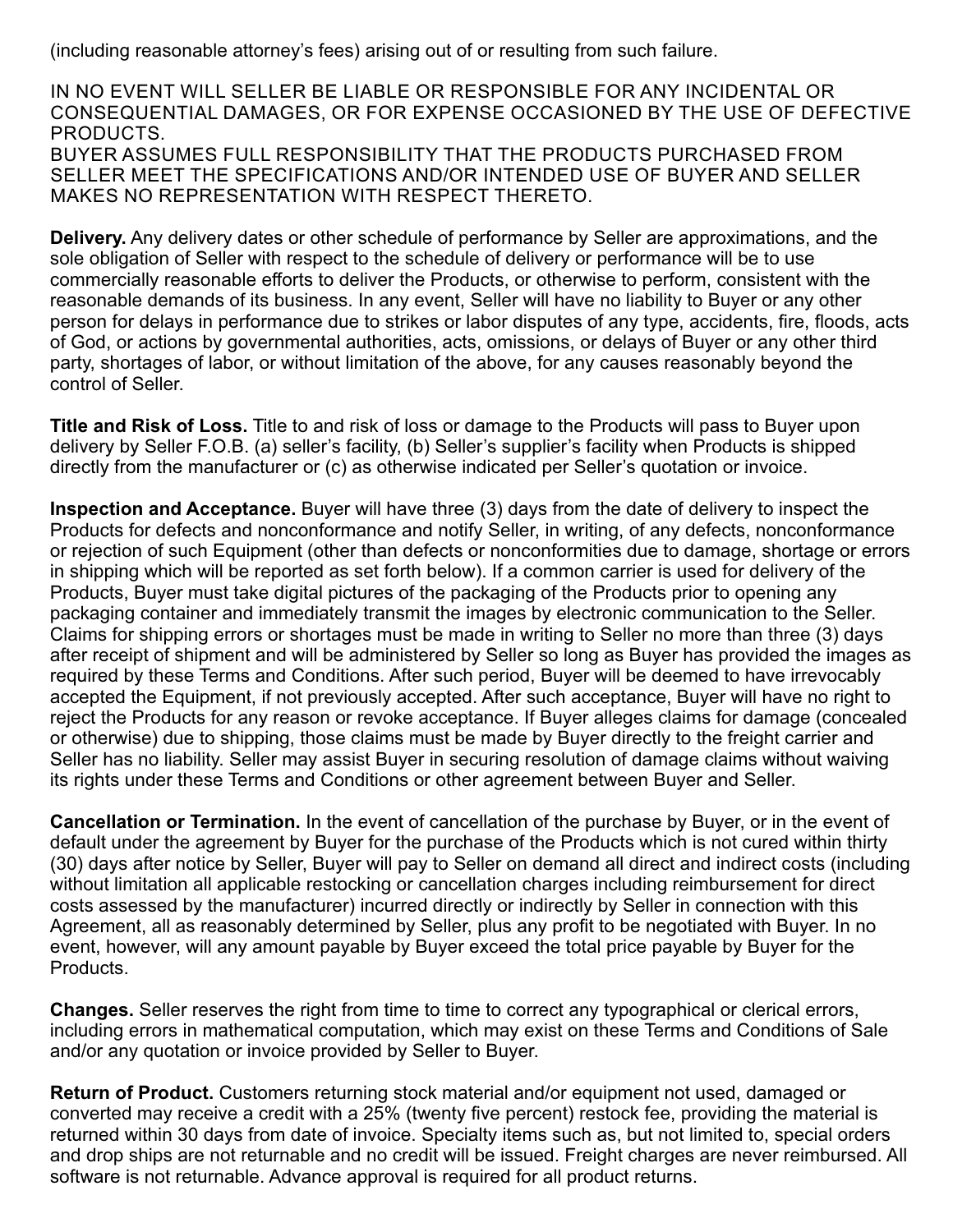(including reasonable attorney's fees) arising out of or resulting from such failure.

IN NO EVENT WILL SELLER BE LIABLE OR RESPONSIBLE FOR ANY INCIDENTAL OR CONSEQUENTIAL DAMAGES, OR FOR EXPENSE OCCASIONED BY THE USE OF DEFECTIVE PRODUCTS.
BUYER ASSUMES FULL RESPONSIBILITY THAT THE PRODUCTS PURCHASED FROM SELLER MEET THE SPECIFICATIONS AND/OR INTENDED USE OF BUYER AND SELLER MAKES NO REPRESENTATION WITH RESPECT THERETO.

**Delivery.** Any delivery dates or other schedule of performance by Seller are approximations, and the sole obligation of Seller with respect to the schedule of delivery or performance will be to use commercially reasonable efforts to deliver the Products, or otherwise to perform, consistent with the reasonable demands of its business. In any event, Seller will have no liability to Buyer or any other person for delays in performance due to strikes or labor disputes of any type, accidents, fire, floods, acts of God, or actions by governmental authorities, acts, omissions, or delays of Buyer or any other third party, shortages of labor, or without limitation of the above, for any causes reasonably beyond the control of Seller.

**Title and Risk of Loss.** Title to and risk of loss or damage to the Products will pass to Buyer upon delivery by Seller F.O.B. (a) seller's facility, (b) Seller's supplier's facility when Products is shipped directly from the manufacturer or (c) as otherwise indicated per Seller's quotation or invoice.

**Inspection and Acceptance.** Buyer will have three (3) days from the date of delivery to inspect the Products for defects and nonconformance and notify Seller, in writing, of any defects, nonconformance or rejection of such Equipment (other than defects or nonconformities due to damage, shortage or errors in shipping which will be reported as set forth below). If a common carrier is used for delivery of the Products, Buyer must take digital pictures of the packaging of the Products prior to opening any packaging container and immediately transmit the images by electronic communication to the Seller. Claims for shipping errors or shortages must be made in writing to Seller no more than three (3) days after receipt of shipment and will be administered by Seller so long as Buyer has provided the images as required by these Terms and Conditions. After such period, Buyer will be deemed to have irrevocably accepted the Equipment, if not previously accepted. After such acceptance, Buyer will have no right to reject the Products for any reason or revoke acceptance. If Buyer alleges claims for damage (concealed or otherwise) due to shipping, those claims must be made by Buyer directly to the freight carrier and Seller has no liability. Seller may assist Buyer in securing resolution of damage claims without waiving its rights under these Terms and Conditions or other agreement between Buyer and Seller.

**Cancellation or Termination.** In the event of cancellation of the purchase by Buyer, or in the event of default under the agreement by Buyer for the purchase of the Products which is not cured within thirty (30) days after notice by Seller, Buyer will pay to Seller on demand all direct and indirect costs (including without limitation all applicable restocking or cancellation charges including reimbursement for direct costs assessed by the manufacturer) incurred directly or indirectly by Seller in connection with this Agreement, all as reasonably determined by Seller, plus any profit to be negotiated with Buyer. In no event, however, will any amount payable by Buyer exceed the total price payable by Buyer for the Products.

**Changes.** Seller reserves the right from time to time to correct any typographical or clerical errors, including errors in mathematical computation, which may exist on these Terms and Conditions of Sale and/or any quotation or invoice provided by Seller to Buyer.

**Return of Product.** Customers returning stock material and/or equipment not used, damaged or converted may receive a credit with a 25% (twenty five percent) restock fee, providing the material is returned within 30 days from date of invoice. Specialty items such as, but not limited to, special orders and drop ships are not returnable and no credit will be issued. Freight charges are never reimbursed. All software is not returnable. Advance approval is required for all product returns.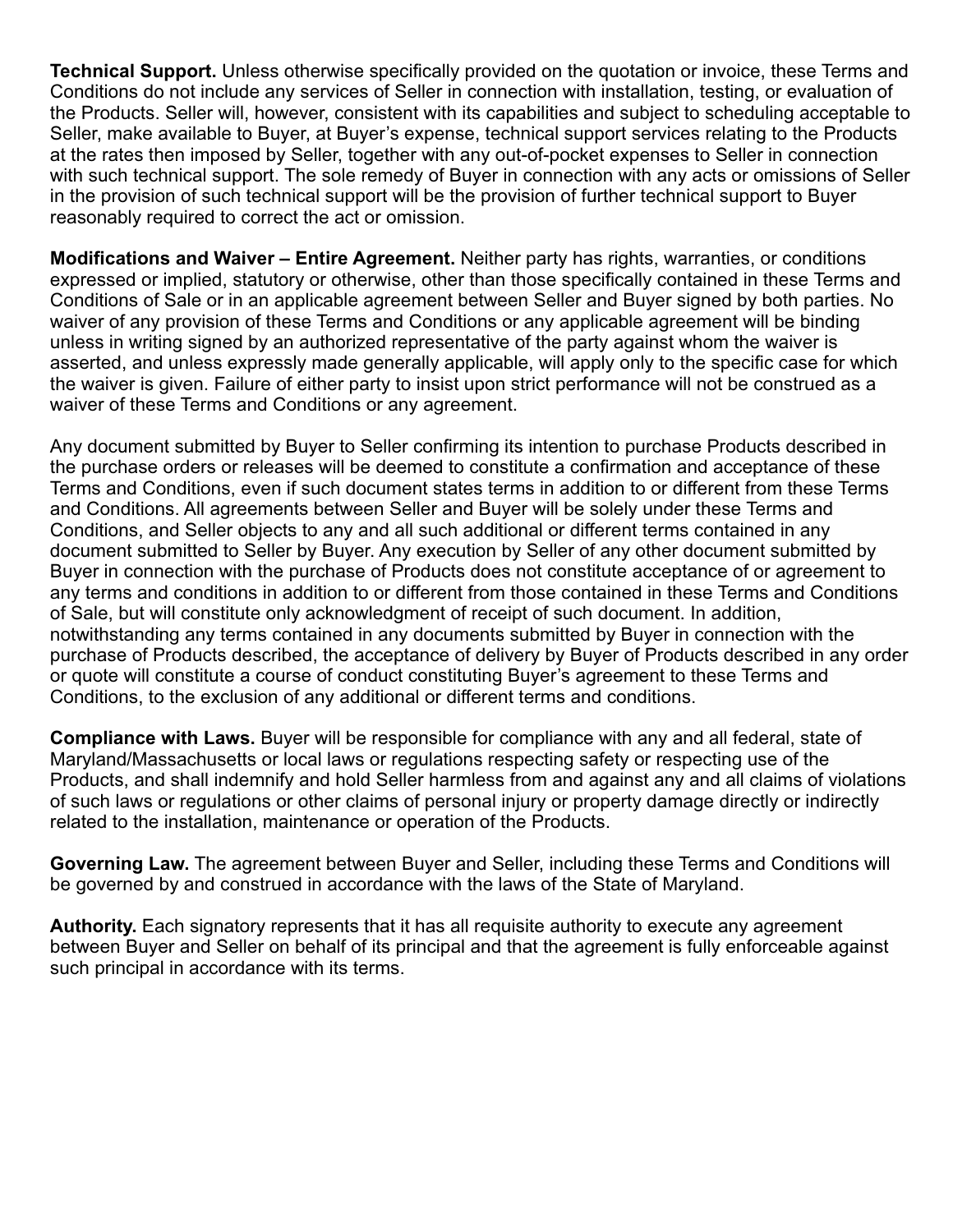**Technical Support.** Unless otherwise specifically provided on the quotation or invoice, these Terms and Conditions do not include any services of Seller in connection with installation, testing, or evaluation of the Products. Seller will, however, consistent with its capabilities and subject to scheduling acceptable to Seller, make available to Buyer, at Buyer's expense, technical support services relating to the Products at the rates then imposed by Seller, together with any out-of-pocket expenses to Seller in connection with such technical support. The sole remedy of Buyer in connection with any acts or omissions of Seller in the provision of such technical support will be the provision of further technical support to Buyer reasonably required to correct the act or omission.

**Modifications and Waiver – Entire Agreement.** Neither party has rights, warranties, or conditions expressed or implied, statutory or otherwise, other than those specifically contained in these Terms and Conditions of Sale or in an applicable agreement between Seller and Buyer signed by both parties. No waiver of any provision of these Terms and Conditions or any applicable agreement will be binding unless in writing signed by an authorized representative of the party against whom the waiver is asserted, and unless expressly made generally applicable, will apply only to the specific case for which the waiver is given. Failure of either party to insist upon strict performance will not be construed as a waiver of these Terms and Conditions or any agreement.

Any document submitted by Buyer to Seller confirming its intention to purchase Products described in the purchase orders or releases will be deemed to constitute a confirmation and acceptance of these Terms and Conditions, even if such document states terms in addition to or different from these Terms and Conditions. All agreements between Seller and Buyer will be solely under these Terms and Conditions, and Seller objects to any and all such additional or different terms contained in any document submitted to Seller by Buyer. Any execution by Seller of any other document submitted by Buyer in connection with the purchase of Products does not constitute acceptance of or agreement to any terms and conditions in addition to or different from those contained in these Terms and Conditions of Sale, but will constitute only acknowledgment of receipt of such document. In addition, notwithstanding any terms contained in any documents submitted by Buyer in connection with the purchase of Products described, the acceptance of delivery by Buyer of Products described in any order or quote will constitute a course of conduct constituting Buyer's agreement to these Terms and Conditions, to the exclusion of any additional or different terms and conditions.

**Compliance with Laws.** Buyer will be responsible for compliance with any and all federal, state of Maryland/Massachusetts or local laws or regulations respecting safety or respecting use of the Products, and shall indemnify and hold Seller harmless from and against any and all claims of violations of such laws or regulations or other claims of personal injury or property damage directly or indirectly related to the installation, maintenance or operation of the Products.

**Governing Law.** The agreement between Buyer and Seller, including these Terms and Conditions will be governed by and construed in accordance with the laws of the State of Maryland.

**Authority.** Each signatory represents that it has all requisite authority to execute any agreement between Buyer and Seller on behalf of its principal and that the agreement is fully enforceable against such principal in accordance with its terms.